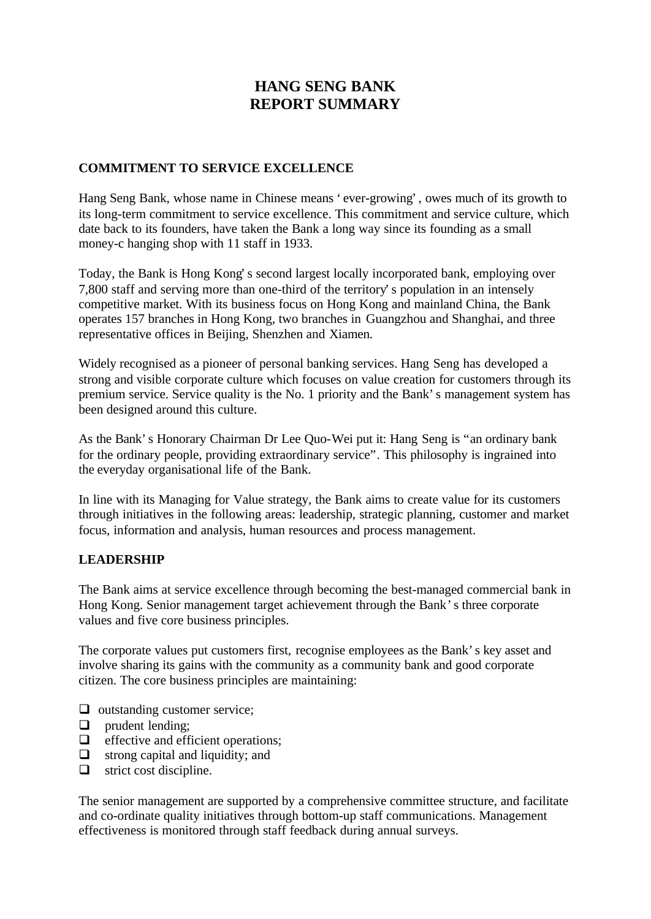# HANG SENG BANK
# REPORT SUMMARY

## COMMITMENT TO SERVICE EXCELLENCE

Hang Seng Bank, whose name in Chinese means 'ever-growing', owes much of its growth to its long-term commitment to service excellence. This commitment and service culture, which date back to its founders, have taken the Bank a long way since its founding as a small money-changing shop with 11 staff in 1933.

Today, the Bank is Hong Kong's second largest locally incorporated bank, employing over 7,800 staff and serving more than one-third of the territory's population in an intensely competitive market. With its business focus on Hong Kong and mainland China, the Bank operates 157 branches in Hong Kong, two branches in Guangzhou and Shanghai, and three representative offices in Beijing, Shenzhen and Xiamen.

Widely recognised as a pioneer of personal banking services. Hang Seng has developed a strong and visible corporate culture which focuses on value creation for customers through its premium service. Service quality is the No. 1 priority and the Bank's management system has been designed around this culture.

As the Bank's Honorary Chairman Dr Lee Quo-Wei put it: Hang Seng is "an ordinary bank for the ordinary people, providing extraordinary service". This philosophy is ingrained into the everyday organisational life of the Bank.

In line with its Managing for Value strategy, the Bank aims to create value for its customers through initiatives in the following areas: leadership, strategic planning, customer and market focus, information and analysis, human resources and process management.

## LEADERSHIP

The Bank aims at service excellence through becoming the best-managed commercial bank in Hong Kong. Senior management target achievement through the Bank's three corporate values and five core business principles.

The corporate values put customers first, recognise employees as the Bank's key asset and involve sharing its gains with the community as a community bank and good corporate citizen. The core business principles are maintaining:

- outstanding customer service;
- prudent lending;
- effective and efficient operations;
- strong capital and liquidity; and
- strict cost discipline.

The senior management are supported by a comprehensive committee structure, and facilitate and co-ordinate quality initiatives through bottom-up staff communications. Management effectiveness is monitored through staff feedback during annual surveys.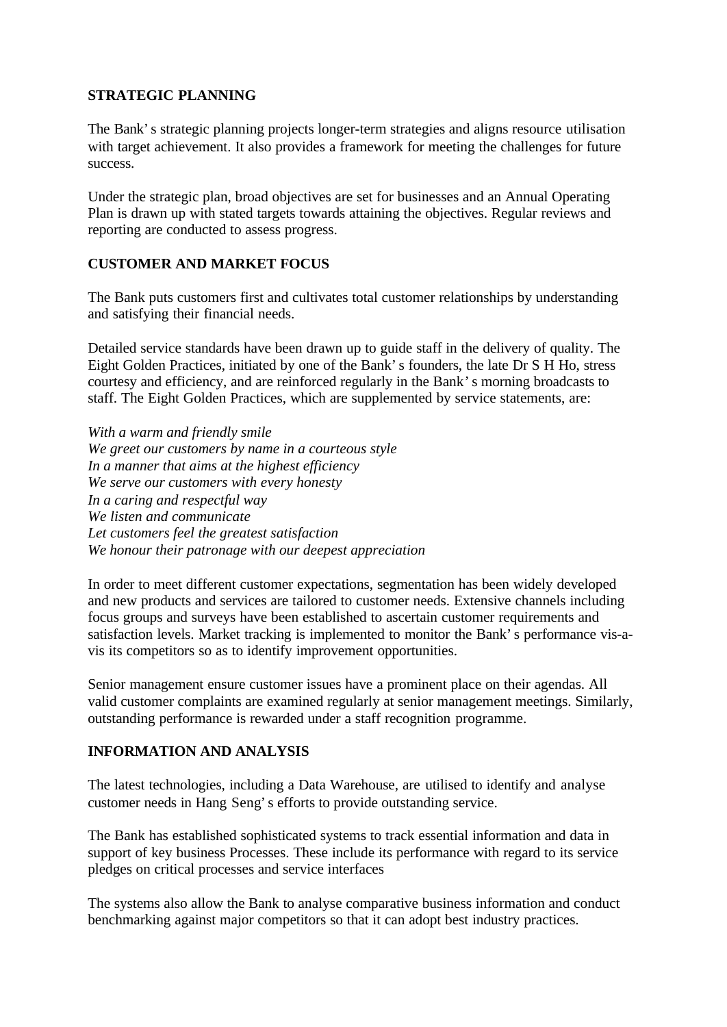## STRATEGIC PLANNING

The Bank's strategic planning projects longer-term strategies and aligns resource utilisation with target achievement. It also provides a framework for meeting the challenges for future success.

Under the strategic plan, broad objectives are set for businesses and an Annual Operating Plan is drawn up with stated targets towards attaining the objectives. Regular reviews and reporting are conducted to assess progress.

## CUSTOMER AND MARKET FOCUS

The Bank puts customers first and cultivates total customer relationships by understanding and satisfying their financial needs.

Detailed service standards have been drawn up to guide staff in the delivery of quality. The Eight Golden Practices, initiated by one of the Bank's founders, the late Dr S H Ho, stress courtesy and efficiency, and are reinforced regularly in the Bank's morning broadcasts to staff. The Eight Golden Practices, which are supplemented by service statements, are:

*With a warm and friendly smile*
*We greet our customers by name in a courteous style*
*In a manner that aims at the highest efficiency*
*We serve our customers with every honesty*
*In a caring and respectful way*
*We listen and communicate*
*Let customers feel the greatest satisfaction*
*We honour their patronage with our deepest appreciation*

In order to meet different customer expectations, segmentation has been widely developed and new products and services are tailored to customer needs. Extensive channels including focus groups and surveys have been established to ascertain customer requirements and satisfaction levels. Market tracking is implemented to monitor the Bank's performance vis-a-vis its competitors so as to identify improvement opportunities.

Senior management ensure customer issues have a prominent place on their agendas. All valid customer complaints are examined regularly at senior management meetings. Similarly, outstanding performance is rewarded under a staff recognition programme.

## INFORMATION AND ANALYSIS

The latest technologies, including a Data Warehouse, are utilised to identify and analyse customer needs in Hang Seng's efforts to provide outstanding service.

The Bank has established sophisticated systems to track essential information and data in support of key business Processes. These include its performance with regard to its service pledges on critical processes and service interfaces

The systems also allow the Bank to analyse comparative business information and conduct benchmarking against major competitors so that it can adopt best industry practices.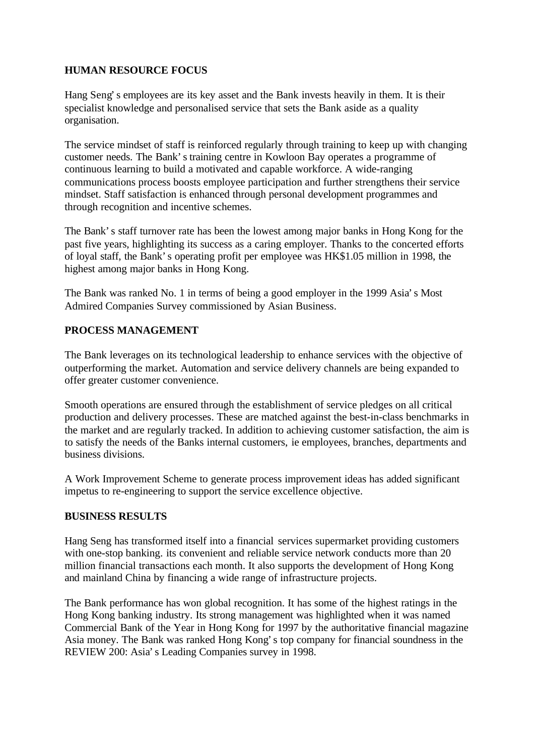**HUMAN RESOURCE FOCUS**

Hang Seng's employees are its key asset and the Bank invests heavily in them. It is their specialist knowledge and personalised service that sets the Bank aside as a quality organisation.

The service mindset of staff is reinforced regularly through training to keep up with changing customer needs. The Bank's training centre in Kowloon Bay operates a programme of continuous learning to build a motivated and capable workforce. A wide-ranging communications process boosts employee participation and further strengthens their service mindset. Staff satisfaction is enhanced through personal development programmes and through recognition and incentive schemes.

The Bank's staff turnover rate has been the lowest among major banks in Hong Kong for the past five years, highlighting its success as a caring employer. Thanks to the concerted efforts of loyal staff, the Bank's operating profit per employee was HK$1.05 million in 1998, the highest among major banks in Hong Kong.

The Bank was ranked No. 1 in terms of being a good employer in the 1999 Asia's Most Admired Companies Survey commissioned by Asian Business.

**PROCESS MANAGEMENT**

The Bank leverages on its technological leadership to enhance services with the objective of outperforming the market. Automation and service delivery channels are being expanded to offer greater customer convenience.

Smooth operations are ensured through the establishment of service pledges on all critical production and delivery processes. These are matched against the best-in-class benchmarks in the market and are regularly tracked. In addition to achieving customer satisfaction, the aim is to satisfy the needs of the Banks internal customers, ie employees, branches, departments and business divisions.

A Work Improvement Scheme to generate process improvement ideas has added significant impetus to re-engineering to support the service excellence objective.

**BUSINESS RESULTS**

Hang Seng has transformed itself into a financial services supermarket providing customers with one-stop banking. its convenient and reliable service network conducts more than 20 million financial transactions each month. It also supports the development of Hong Kong and mainland China by financing a wide range of infrastructure projects.

The Bank performance has won global recognition. It has some of the highest ratings in the Hong Kong banking industry. Its strong management was highlighted when it was named Commercial Bank of the Year in Hong Kong for 1997 by the authoritative financial magazine Asia money. The Bank was ranked Hong Kong's top company for financial soundness in the REVIEW 200: Asia's Leading Companies survey in 1998.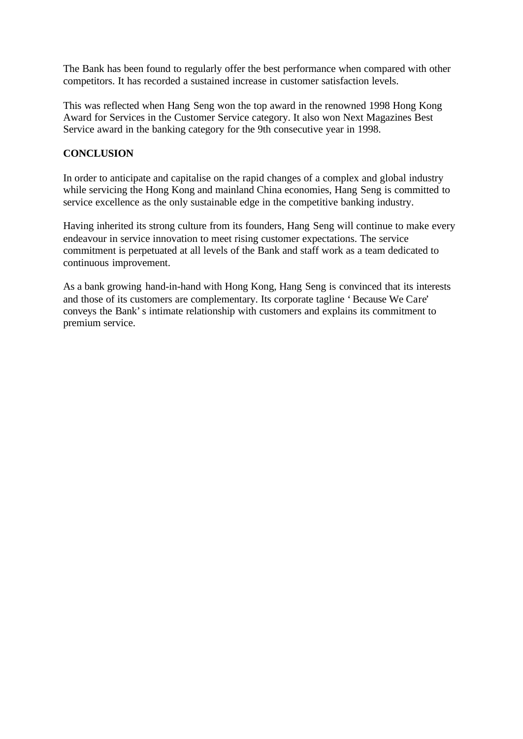The Bank has been found to regularly offer the best performance when compared with other competitors. It has recorded a sustained increase in customer satisfaction levels.

This was reflected when Hang Seng won the top award in the renowned 1998 Hong Kong Award for Services in the Customer Service category. It also won Next Magazines Best Service award in the banking category for the 9th consecutive year in 1998.

**CONCLUSION**

In order to anticipate and capitalise on the rapid changes of a complex and global industry while servicing the Hong Kong and mainland China economies, Hang Seng is committed to service excellence as the only sustainable edge in the competitive banking industry.

Having inherited its strong culture from its founders, Hang Seng will continue to make every endeavour in service innovation to meet rising customer expectations. The service commitment is perpetuated at all levels of the Bank and staff work as a team dedicated to continuous improvement.

As a bank growing hand-in-hand with Hong Kong, Hang Seng is convinced that its interests and those of its customers are complementary. Its corporate tagline 'Because We Care' conveys the Bank's intimate relationship with customers and explains its commitment to premium service.